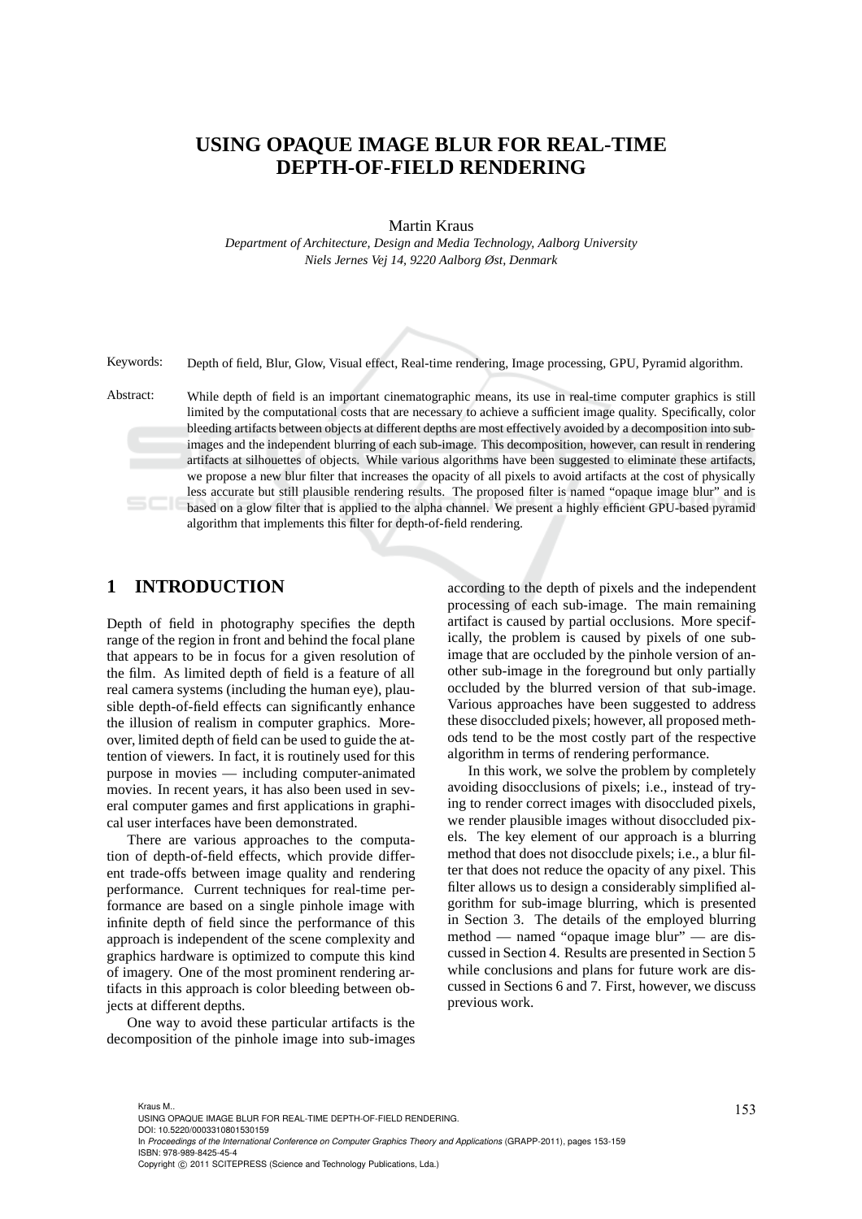# USING OPAQUE IMAGE BLUR FOR REAL-TIME DEPTH-OF-FIELD RENDERING

Martin Kraus

*Department of Architecture, Design and Media Technology, Aalborg University*
*Niels Jernes Vej 14, 9220 Aalborg Øst, Denmark*

Keywords: Depth of field, Blur, Glow, Visual effect, Real-time rendering, Image processing, GPU, Pyramid algorithm.

Abstract: While depth of field is an important cinematographic means, its use in real-time computer graphics is still limited by the computational costs that are necessary to achieve a sufficient image quality. Specifically, color bleeding artifacts between objects at different depths are most effectively avoided by a decomposition into sub-images and the independent blurring of each sub-image. This decomposition, however, can result in rendering artifacts at silhouettes of objects. While various algorithms have been suggested to eliminate these artifacts, we propose a new blur filter that increases the opacity of all pixels to avoid artifacts at the cost of physically less accurate but still plausible rendering results. The proposed filter is named "opaque image blur" and is based on a glow filter that is applied to the alpha channel. We present a highly efficient GPU-based pyramid algorithm that implements this filter for depth-of-field rendering.

## 1 INTRODUCTION

Depth of field in photography specifies the depth range of the region in front and behind the focal plane that appears to be in focus for a given resolution of the film. As limited depth of field is a feature of all real camera systems (including the human eye), plausible depth-of-field effects can significantly enhance the illusion of realism in computer graphics. Moreover, limited depth of field can be used to guide the attention of viewers. In fact, it is routinely used for this purpose in movies — including computer-animated movies. In recent years, it has also been used in several computer games and first applications in graphical user interfaces have been demonstrated.

There are various approaches to the computation of depth-of-field effects, which provide different trade-offs between image quality and rendering performance. Current techniques for real-time performance are based on a single pinhole image with infinite depth of field since the performance of this approach is independent of the scene complexity and graphics hardware is optimized to compute this kind of imagery. One of the most prominent rendering artifacts in this approach is color bleeding between objects at different depths.

One way to avoid these particular artifacts is the decomposition of the pinhole image into sub-images according to the depth of pixels and the independent processing of each sub-image. The main remaining artifact is caused by partial occlusions. More specifically, the problem is caused by pixels of one sub-image that are occluded by the pinhole version of another sub-image in the foreground but only partially occluded by the blurred version of that sub-image. Various approaches have been suggested to address these disoccluded pixels; however, all proposed methods tend to be the most costly part of the respective algorithm in terms of rendering performance.

In this work, we solve the problem by completely avoiding disocclusions of pixels; i.e., instead of trying to render correct images with disoccluded pixels, we render plausible images without disoccluded pixels. The key element of our approach is a blurring method that does not disocclude pixels; i.e., a blur filter that does not reduce the opacity of any pixel. This filter allows us to design a considerably simplified algorithm for sub-image blurring, which is presented in Section 3. The details of the employed blurring method — named "opaque image blur" — are discussed in Section 4. Results are presented in Section 5 while conclusions and plans for future work are discussed in Sections 6 and 7. First, however, we discuss previous work.

Kraus M..
USING OPAQUE IMAGE BLUR FOR REAL-TIME DEPTH-OF-FIELD RENDERING.
DOI: 10.5220/0003310801530159
In *Proceedings of the International Conference on Computer Graphics Theory and Applications* (GRAPP-2011), pages 153-159
ISBN: 978-989-8425-45-4
Copyright © 2011 SCITEPRESS (Science and Technology Publications, Lda.)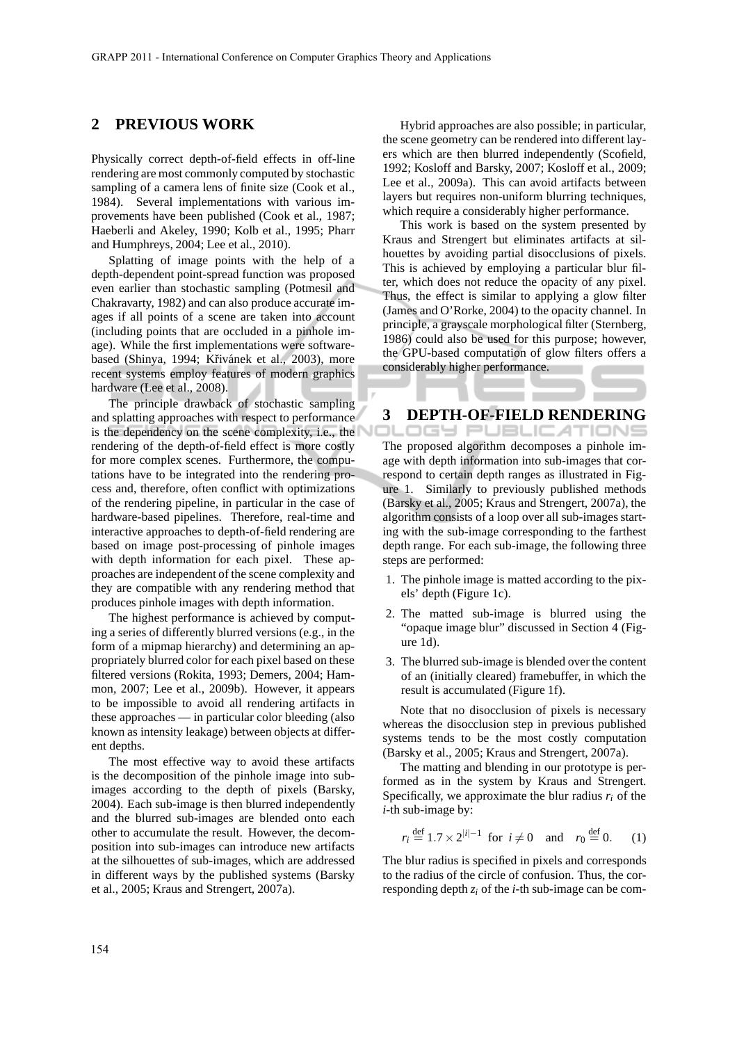## 2 PREVIOUS WORK

Physically correct depth-of-field effects in off-line rendering are most commonly computed by stochastic sampling of a camera lens of finite size (Cook et al., 1984). Several implementations with various improvements have been published (Cook et al., 1987; Haeberli and Akeley, 1990; Kolb et al., 1995; Pharr and Humphreys, 2004; Lee et al., 2010).

Splatting of image points with the help of a depth-dependent point-spread function was proposed even earlier than stochastic sampling (Potmesil and Chakravarty, 1982) and can also produce accurate images if all points of a scene are taken into account (including points that are occluded in a pinhole image). While the first implementations were software-based (Shinya, 1994; Křivánek et al., 2003), more recent systems employ features of modern graphics hardware (Lee et al., 2008).

The principle drawback of stochastic sampling and splatting approaches with respect to performance is the dependency on the scene complexity, i.e., the rendering of the depth-of-field effect is more costly for more complex scenes. Furthermore, the computations have to be integrated into the rendering process and, therefore, often conflict with optimizations of the rendering pipeline, in particular in the case of hardware-based pipelines. Therefore, real-time and interactive approaches to depth-of-field rendering are based on image post-processing of pinhole images with depth information for each pixel. These approaches are independent of the scene complexity and they are compatible with any rendering method that produces pinhole images with depth information.

The highest performance is achieved by computing a series of differently blurred versions (e.g., in the form of a mipmap hierarchy) and determining an appropriately blurred color for each pixel based on these filtered versions (Rokita, 1993; Demers, 2004; Hammon, 2007; Lee et al., 2009b). However, it appears to be impossible to avoid all rendering artifacts in these approaches — in particular color bleeding (also known as intensity leakage) between objects at different depths.

The most effective way to avoid these artifacts is the decomposition of the pinhole image into sub-images according to the depth of pixels (Barsky, 2004). Each sub-image is then blurred independently and the blurred sub-images are blended onto each other to accumulate the result. However, the decomposition into sub-images can introduce new artifacts at the silhouettes of sub-images, which are addressed in different ways by the published systems (Barsky et al., 2005; Kraus and Strengert, 2007a).

Hybrid approaches are also possible; in particular, the scene geometry can be rendered into different layers which are then blurred independently (Scofield, 1992; Kosloff and Barsky, 2007; Kosloff et al., 2009; Lee et al., 2009a). This can avoid artifacts between layers but requires non-uniform blurring techniques, which require a considerably higher performance.

This work is based on the system presented by Kraus and Strengert but eliminates artifacts at silhouettes by avoiding partial disocclusions of pixels. This is achieved by employing a particular blur filter, which does not reduce the opacity of any pixel. Thus, the effect is similar to applying a glow filter (James and O'Rorke, 2004) to the opacity channel. In principle, a grayscale morphological filter (Sternberg, 1986) could also be used for this purpose; however, the GPU-based computation of glow filters offers a considerably higher performance.

## 3 DEPTH-OF-FIELD RENDERING

The proposed algorithm decomposes a pinhole image with depth information into sub-images that correspond to certain depth ranges as illustrated in Figure 1. Similarly to previously published methods (Barsky et al., 2005; Kraus and Strengert, 2007a), the algorithm consists of a loop over all sub-images starting with the sub-image corresponding to the farthest depth range. For each sub-image, the following three steps are performed:

1. The pinhole image is matted according to the pixels' depth (Figure 1c).
2. The matted sub-image is blurred using the "opaque image blur" discussed in Section 4 (Figure 1d).
3. The blurred sub-image is blended over the content of an (initially cleared) framebuffer, in which the result is accumulated (Figure 1f).

Note that no disocclusion of pixels is necessary whereas the disocclusion step in previous published systems tends to be the most costly computation (Barsky et al., 2005; Kraus and Strengert, 2007a).

The matting and blending in our prototype is performed as in the system by Kraus and Strengert. Specifically, we approximate the blur radius $r_i$ of the $i$-th sub-image by:

$$r_i \stackrel{\text{def}}{=} 1.7 \times 2^{|i|-1} \text{ for } i \neq 0 \quad \text{and} \quad r_0 \stackrel{\text{def}}{=} 0. \qquad (1)$$

The blur radius is specified in pixels and corresponds to the radius of the circle of confusion. Thus, the corresponding depth $z_i$ of the $i$-th sub-image can be com-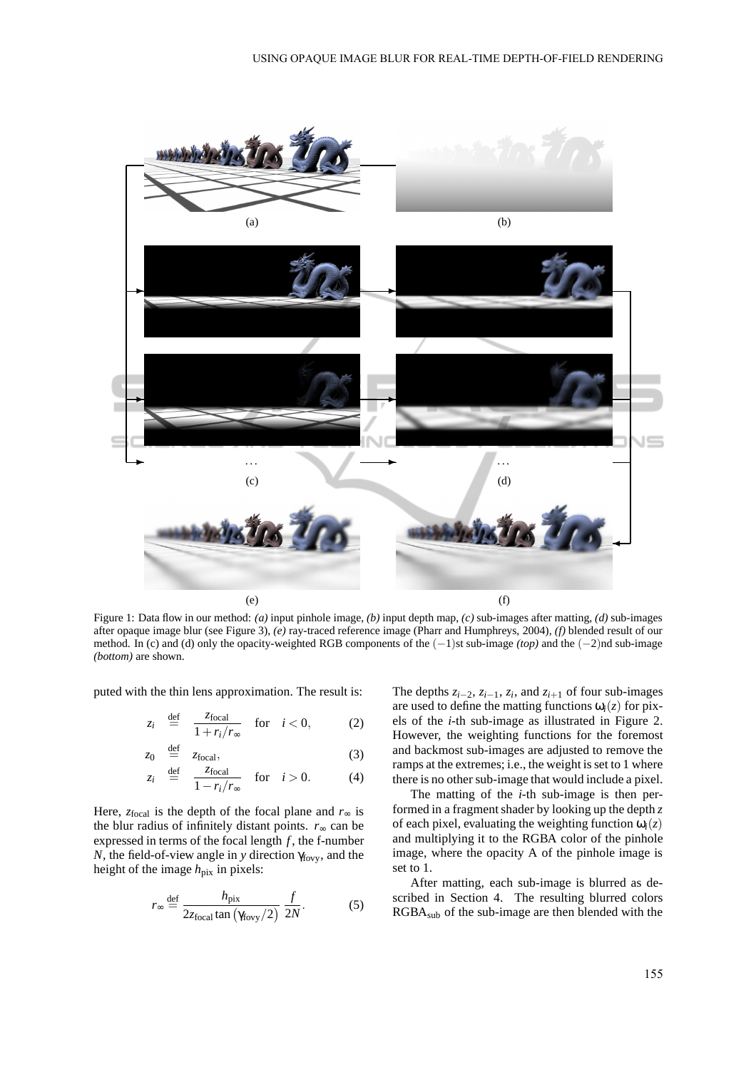Figure 1: Data flow in our method: *(a)* input pinhole image, *(b)* input depth map, *(c)* sub-images after matting, *(d)* sub-images after opaque image blur (see Figure 3), *(e)* ray-traced reference image (Pharr and Humphreys, 2004), *(f)* blended result of our method. In (c) and (d) only the opacity-weighted RGB components of the $(-1)$st sub-image *(top)* and the $(-2)$nd sub-image *(bottom)* are shown.

puted with the thin lens approximation. The result is:

$$z_i \stackrel{\text{def}}{=} \frac{z_{\text{focal}}}{1 + r_i/r_\infty} \quad \text{for} \quad i < 0, \tag{2}$$

$$z_0 \stackrel{\text{def}}{=} z_{\text{focal}}, \tag{3}$$

$$z_i \stackrel{\text{def}}{=} \frac{z_{\text{focal}}}{1 - r_i/r_\infty} \quad \text{for} \quad i > 0. \tag{4}$$

Here, $z_{\text{focal}}$ is the depth of the focal plane and $r_\infty$ is the blur radius of infinitely distant points. $r_\infty$ can be expressed in terms of the focal length $f$, the f-number $N$, the field-of-view angle in $y$ direction $\gamma_{\text{fovy}}$, and the height of the image $h_{\text{pix}}$ in pixels:

$$r_\infty \stackrel{\text{def}}{=} \frac{h_{\text{pix}}}{2 z_{\text{focal}} \tan\left(\gamma_{\text{fovy}}/2\right)} \, \frac{f}{2N}. \tag{5}$$

The depths $z_{i-2}$, $z_{i-1}$, $z_i$, and $z_{i+1}$ of four sub-images are used to define the matting functions $\omega_i(z)$ for pixels of the $i$-th sub-image as illustrated in Figure 2. However, the weighting functions for the foremost and backmost sub-images are adjusted to remove the ramps at the extremes; i.e., the weight is set to 1 where there is no other sub-image that would include a pixel.

The matting of the $i$-th sub-image is then performed in a fragment shader by looking up the depth $z$ of each pixel, evaluating the weighting function $\omega_i(z)$ and multiplying it to the RGBA color of the pinhole image, where the opacity A of the pinhole image is set to 1.

After matting, each sub-image is blurred as described in Section 4. The resulting blurred colors $\text{RGBA}_{\text{sub}}$ of the sub-image are then blended with the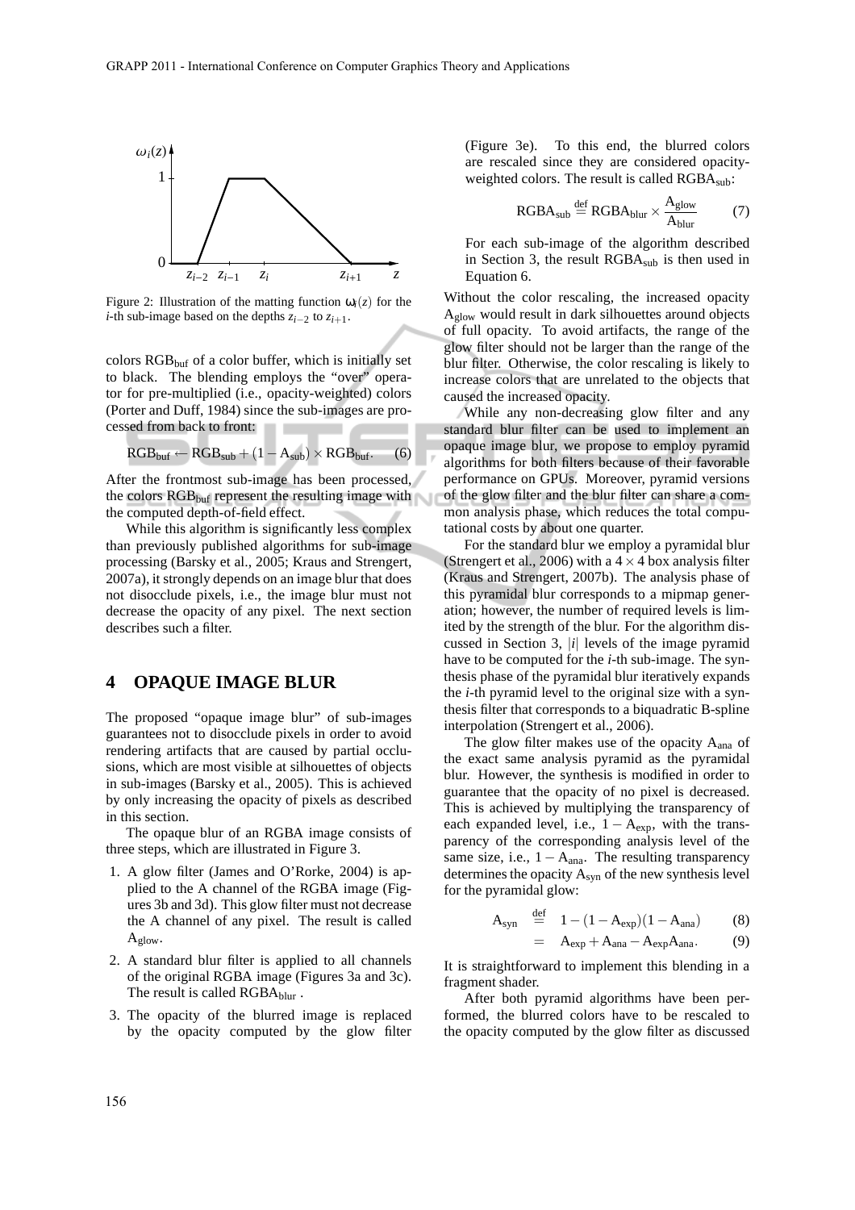Figure 2: Illustration of the matting function $\omega_i(z)$ for the $i$-th sub-image based on the depths $z_{i-2}$ to $z_{i+1}$.

colors $\text{RGB}_{\text{buf}}$ of a color buffer, which is initially set to black. The blending employs the "over" operator for pre-multiplied (i.e., opacity-weighted) colors (Porter and Duff, 1984) since the sub-images are processed from back to front:

$$\text{RGB}_{\text{buf}} \leftarrow \text{RGB}_{\text{sub}} + (1 - \text{A}_{\text{sub}}) \times \text{RGB}_{\text{buf}}. \quad (6)$$

After the frontmost sub-image has been processed, the colors $\text{RGB}_{\text{buf}}$ represent the resulting image with the computed depth-of-field effect.

While this algorithm is significantly less complex than previously published algorithms for sub-image processing (Barsky et al., 2005; Kraus and Strengert, 2007a), it strongly depends on an image blur that does not disocclude pixels, i.e., the image blur must not decrease the opacity of any pixel. The next section describes such a filter.

## 4 OPAQUE IMAGE BLUR

The proposed "opaque image blur" of sub-images guarantees not to disocclude pixels in order to avoid rendering artifacts that are caused by partial occlusions, which are most visible at silhouettes of objects in sub-images (Barsky et al., 2005). This is achieved by only increasing the opacity of pixels as described in this section.

The opaque blur of an RGBA image consists of three steps, which are illustrated in Figure 3.

1. A glow filter (James and O'Rorke, 2004) is applied to the A channel of the RGBA image (Figures 3b and 3d). This glow filter must not decrease the A channel of any pixel. The result is called $\text{A}_{\text{glow}}$.
2. A standard blur filter is applied to all channels of the original RGBA image (Figures 3a and 3c). The result is called $\text{RGBA}_{\text{blur}}$ .
3. The opacity of the blurred image is replaced by the opacity computed by the glow filter (Figure 3e). To this end, the blurred colors are rescaled since they are considered opacity-weighted colors. The result is called $\text{RGBA}_{\text{sub}}$:

$$\text{RGBA}_{\text{sub}} \stackrel{\text{def}}{=} \text{RGBA}_{\text{blur}} \times \frac{\text{A}_{\text{glow}}}{\text{A}_{\text{blur}}} \quad (7)$$

For each sub-image of the algorithm described in Section 3, the result $\text{RGBA}_{\text{sub}}$ is then used in Equation 6.

Without the color rescaling, the increased opacity $\text{A}_{\text{glow}}$ would result in dark silhouettes around objects of full opacity. To avoid artifacts, the range of the glow filter should not be larger than the range of the blur filter. Otherwise, the color rescaling is likely to increase colors that are unrelated to the objects that caused the increased opacity.

While any non-decreasing glow filter and any standard blur filter can be used to implement an opaque image blur, we propose to employ pyramid algorithms for both filters because of their favorable performance on GPUs. Moreover, pyramid versions of the glow filter and the blur filter can share a common analysis phase, which reduces the total computational costs by about one quarter.

For the standard blur we employ a pyramidal blur (Strengert et al., 2006) with a $4 \times 4$ box analysis filter (Kraus and Strengert, 2007b). The analysis phase of this pyramidal blur corresponds to a mipmap generation; however, the number of required levels is limited by the strength of the blur. For the algorithm discussed in Section 3, $|i|$ levels of the image pyramid have to be computed for the $i$-th sub-image. The synthesis phase of the pyramidal blur iteratively expands the $i$-th pyramid level to the original size with a synthesis filter that corresponds to a biquadratic B-spline interpolation (Strengert et al., 2006).

The glow filter makes use of the opacity $\text{A}_{\text{ana}}$ of the exact same analysis pyramid as the pyramidal blur. However, the synthesis is modified in order to guarantee that the opacity of no pixel is decreased. This is achieved by multiplying the transparency of each expanded level, i.e., $1 - \text{A}_{\text{exp}}$, with the transparency of the corresponding analysis level of the same size, i.e., $1 - \text{A}_{\text{ana}}$. The resulting transparency determines the opacity $\text{A}_{\text{syn}}$ of the new synthesis level for the pyramidal glow:

$$\text{A}_{\text{syn}} \stackrel{\text{def}}{=} 1 - (1 - \text{A}_{\text{exp}})(1 - \text{A}_{\text{ana}}) \quad (8)$$

$$= \text{A}_{\text{exp}} + \text{A}_{\text{ana}} - \text{A}_{\text{exp}}\text{A}_{\text{ana}}. \quad (9)$$

It is straightforward to implement this blending in a fragment shader.

After both pyramid algorithms have been performed, the blurred colors have to be rescaled to the opacity computed by the glow filter as discussed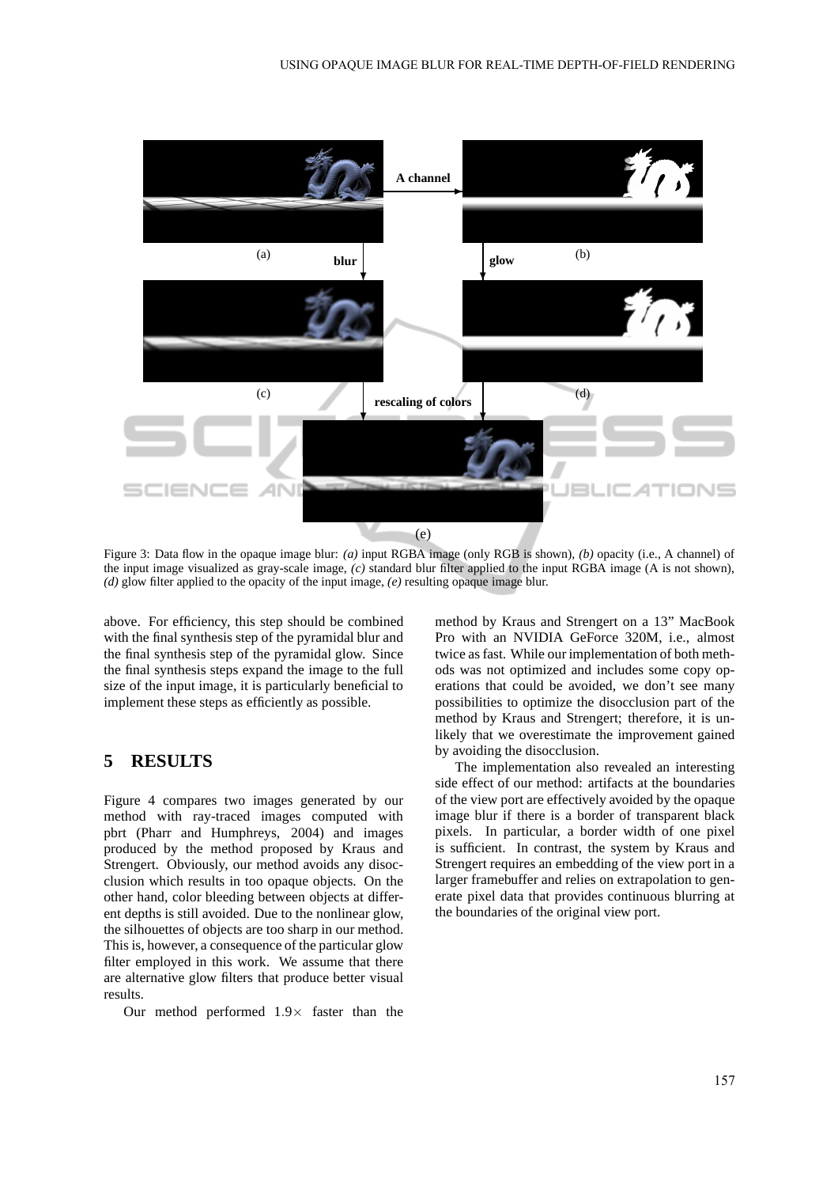Figure 3: Data flow in the opaque image blur: *(a)* input RGBA image (only RGB is shown), *(b)* opacity (i.e., A channel) of the input image visualized as gray-scale image, *(c)* standard blur filter applied to the input RGBA image (A is not shown), *(d)* glow filter applied to the opacity of the input image, *(e)* resulting opaque image blur.

above. For efficiency, this step should be combined with the final synthesis step of the pyramidal blur and the final synthesis step of the pyramidal glow. Since the final synthesis steps expand the image to the full size of the input image, it is particularly beneficial to implement these steps as efficiently as possible.

# 5 RESULTS

Figure 4 compares two images generated by our method with ray-traced images computed with pbrt (Pharr and Humphreys, 2004) and images produced by the method proposed by Kraus and Strengert. Obviously, our method avoids any disocclusion which results in too opaque objects. On the other hand, color bleeding between objects at different depths is still avoided. Due to the nonlinear glow, the silhouettes of objects are too sharp in our method. This is, however, a consequence of the particular glow filter employed in this work. We assume that there are alternative glow filters that produce better visual results.

Our method performed $1.9\times$ faster than the method by Kraus and Strengert on a 13" MacBook Pro with an NVIDIA GeForce 320M, i.e., almost twice as fast. While our implementation of both methods was not optimized and includes some copy operations that could be avoided, we don't see many possibilities to optimize the disocclusion part of the method by Kraus and Strengert; therefore, it is unlikely that we overestimate the improvement gained by avoiding the disocclusion.

The implementation also revealed an interesting side effect of our method: artifacts at the boundaries of the view port are effectively avoided by the opaque image blur if there is a border of transparent black pixels. In particular, a border width of one pixel is sufficient. In contrast, the system by Kraus and Strengert requires an embedding of the view port in a larger framebuffer and relies on extrapolation to generate pixel data that provides continuous blurring at the boundaries of the original view port.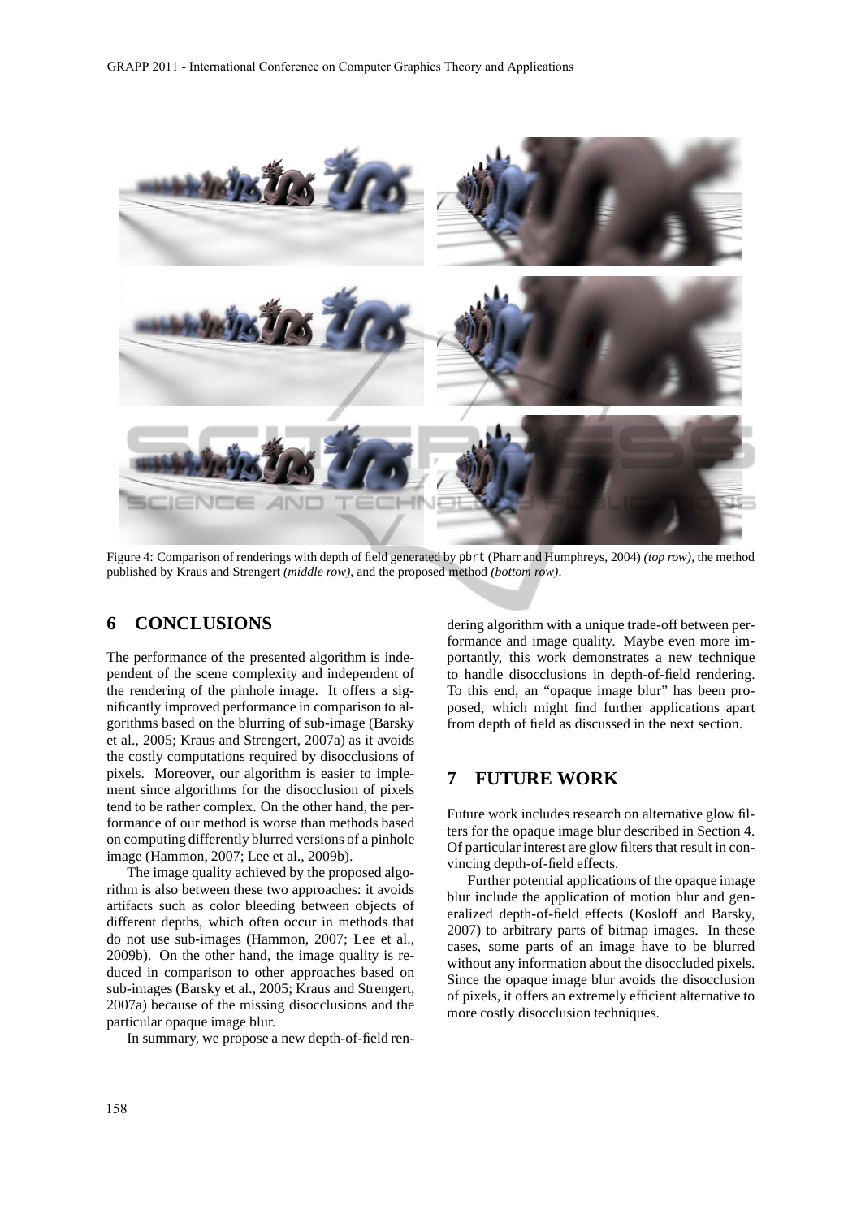Figure 4: Comparison of renderings with depth of field generated by pbrt (Pharr and Humphreys, 2004) *(top row)*, the method published by Kraus and Strengert *(middle row)*, and the proposed method *(bottom row)*.

## 6 CONCLUSIONS

The performance of the presented algorithm is independent of the scene complexity and independent of the rendering of the pinhole image. It offers a significantly improved performance in comparison to algorithms based on the blurring of sub-image (Barsky et al., 2005; Kraus and Strengert, 2007a) as it avoids the costly computations required by disocclusions of pixels. Moreover, our algorithm is easier to implement since algorithms for the disocclusion of pixels tend to be rather complex. On the other hand, the performance of our method is worse than methods based on computing differently blurred versions of a pinhole image (Hammon, 2007; Lee et al., 2009b).

The image quality achieved by the proposed algorithm is also between these two approaches: it avoids artifacts such as color bleeding between objects of different depths, which often occur in methods that do not use sub-images (Hammon, 2007; Lee et al., 2009b). On the other hand, the image quality is reduced in comparison to other approaches based on sub-images (Barsky et al., 2005; Kraus and Strengert, 2007a) because of the missing disocclusions and the particular opaque image blur.

In summary, we propose a new depth-of-field rendering algorithm with a unique trade-off between performance and image quality. Maybe even more importantly, this work demonstrates a new technique to handle disocclusions in depth-of-field rendering. To this end, an "opaque image blur" has been proposed, which might find further applications apart from depth of field as discussed in the next section.

## 7 FUTURE WORK

Future work includes research on alternative glow filters for the opaque image blur described in Section 4. Of particular interest are glow filters that result in convincing depth-of-field effects.

Further potential applications of the opaque image blur include the application of motion blur and generalized depth-of-field effects (Kosloff and Barsky, 2007) to arbitrary parts of bitmap images. In these cases, some parts of an image have to be blurred without any information about the disoccluded pixels. Since the opaque image blur avoids the disocclusion of pixels, it offers an extremely efficient alternative to more costly disocclusion techniques.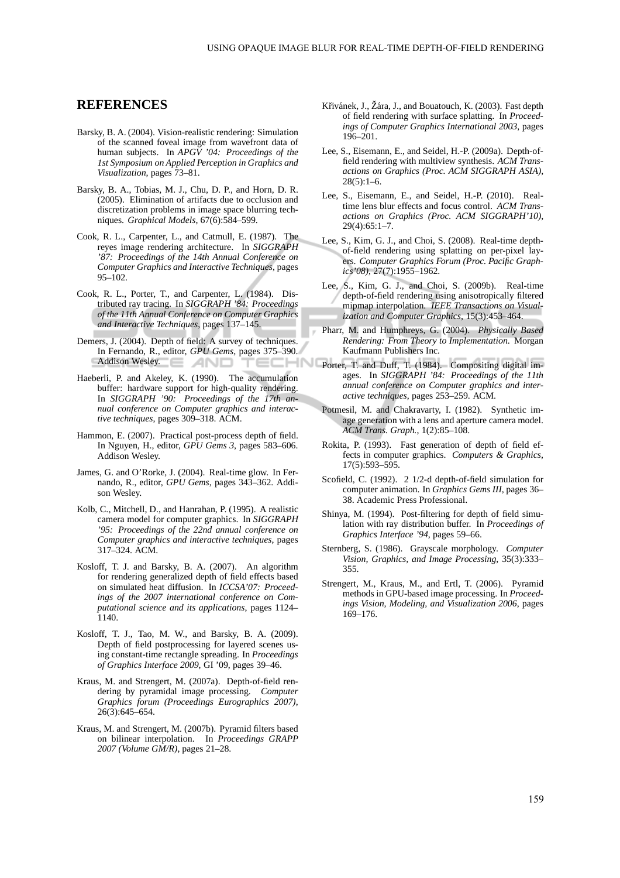## REFERENCES

Barsky, B. A. (2004). Vision-realistic rendering: Simulation of the scanned foveal image from wavefront data of human subjects. In *APGV '04: Proceedings of the 1st Symposium on Applied Perception in Graphics and Visualization*, pages 73–81.

Barsky, B. A., Tobias, M. J., Chu, D. P., and Horn, D. R. (2005). Elimination of artifacts due to occlusion and discretization problems in image space blurring techniques. *Graphical Models*, 67(6):584–599.

Cook, R. L., Carpenter, L., and Catmull, E. (1987). The reyes image rendering architecture. In *SIGGRAPH '87: Proceedings of the 14th Annual Conference on Computer Graphics and Interactive Techniques*, pages 95–102.

Cook, R. L., Porter, T., and Carpenter, L. (1984). Distributed ray tracing. In *SIGGRAPH '84: Proceedings of the 11th Annual Conference on Computer Graphics and Interactive Techniques*, pages 137–145.

Demers, J. (2004). Depth of field: A survey of techniques. In Fernando, R., editor, *GPU Gems*, pages 375–390. Addison Wesley.

Haeberli, P. and Akeley, K. (1990). The accumulation buffer: hardware support for high-quality rendering. In *SIGGRAPH '90: Proceedings of the 17th annual conference on Computer graphics and interactive techniques*, pages 309–318. ACM.

Hammon, E. (2007). Practical post-process depth of field. In Nguyen, H., editor, *GPU Gems 3*, pages 583–606. Addison Wesley.

James, G. and O'Rorke, J. (2004). Real-time glow. In Fernando, R., editor, *GPU Gems*, pages 343–362. Addison Wesley.

Kolb, C., Mitchell, D., and Hanrahan, P. (1995). A realistic camera model for computer graphics. In *SIGGRAPH '95: Proceedings of the 22nd annual conference on Computer graphics and interactive techniques*, pages 317–324. ACM.

Kosloff, T. J. and Barsky, B. A. (2007). An algorithm for rendering generalized depth of field effects based on simulated heat diffusion. In *ICCSA'07: Proceedings of the 2007 international conference on Computational science and its applications*, pages 1124–1140.

Kosloff, T. J., Tao, M. W., and Barsky, B. A. (2009). Depth of field postprocessing for layered scenes using constant-time rectangle spreading. In *Proceedings of Graphics Interface 2009*, GI '09, pages 39–46.

Kraus, M. and Strengert, M. (2007a). Depth-of-field rendering by pyramidal image processing. *Computer Graphics forum (Proceedings Eurographics 2007)*, 26(3):645–654.

Kraus, M. and Strengert, M. (2007b). Pyramid filters based on bilinear interpolation. In *Proceedings GRAPP 2007 (Volume GM/R)*, pages 21–28.

Křivánek, J., Žára, J., and Bouatouch, K. (2003). Fast depth of field rendering with surface splatting. In *Proceedings of Computer Graphics International 2003*, pages 196–201.

Lee, S., Eisemann, E., and Seidel, H.-P. (2009a). Depth-of-field rendering with multiview synthesis. *ACM Transactions on Graphics (Proc. ACM SIGGRAPH ASIA)*, 28(5):1–6.

Lee, S., Eisemann, E., and Seidel, H.-P. (2010). Real-time lens blur effects and focus control. *ACM Transactions on Graphics (Proc. ACM SIGGRAPH'10)*, 29(4):65:1–7.

Lee, S., Kim, G. J., and Choi, S. (2008). Real-time depth-of-field rendering using splatting on per-pixel layers. *Computer Graphics Forum (Proc. Pacific Graphics'08)*, 27(7):1955–1962.

Lee, S., Kim, G. J., and Choi, S. (2009b). Real-time depth-of-field rendering using anisotropically filtered mipmap interpolation. *IEEE Transactions on Visualization and Computer Graphics*, 15(3):453–464.

Pharr, M. and Humphreys, G. (2004). *Physically Based Rendering: From Theory to Implementation*. Morgan Kaufmann Publishers Inc.

Porter, T. and Duff, T. (1984). Compositing digital images. In *SIGGRAPH '84: Proceedings of the 11th annual conference on Computer graphics and interactive techniques*, pages 253–259. ACM.

Potmesil, M. and Chakravarty, I. (1982). Synthetic image generation with a lens and aperture camera model. *ACM Trans. Graph.*, 1(2):85–108.

Rokita, P. (1993). Fast generation of depth of field effects in computer graphics. *Computers & Graphics*, 17(5):593–595.

Scofield, C. (1992). 2 1/2-d depth-of-field simulation for computer animation. In *Graphics Gems III*, pages 36–38. Academic Press Professional.

Shinya, M. (1994). Post-filtering for depth of field simulation with ray distribution buffer. In *Proceedings of Graphics Interface '94*, pages 59–66.

Sternberg, S. (1986). Grayscale morphology. *Computer Vision, Graphics, and Image Processing*, 35(3):333–355.

Strengert, M., Kraus, M., and Ertl, T. (2006). Pyramid methods in GPU-based image processing. In *Proceedings Vision, Modeling, and Visualization 2006*, pages 169–176.